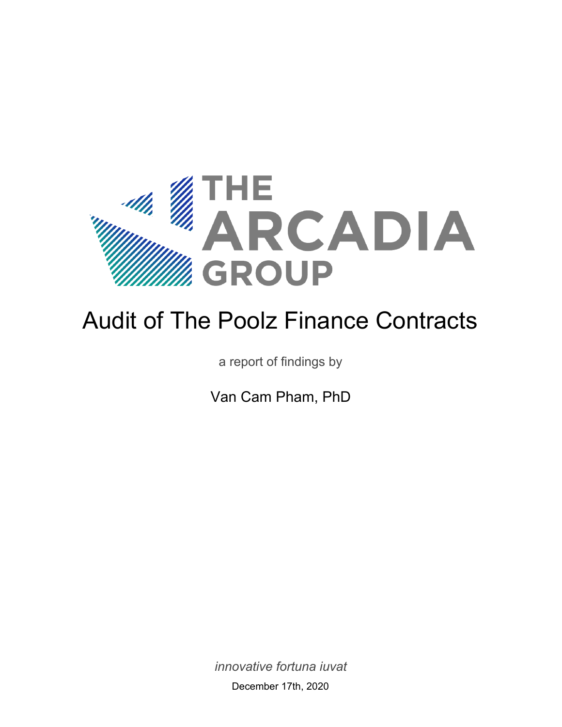THE ARCADIA GROUP

# Audit of The Poolz Finance Contracts

a report of findings by

Van Cam Pham, PhD

*innovative fortuna iuvat*

December 17th, 2020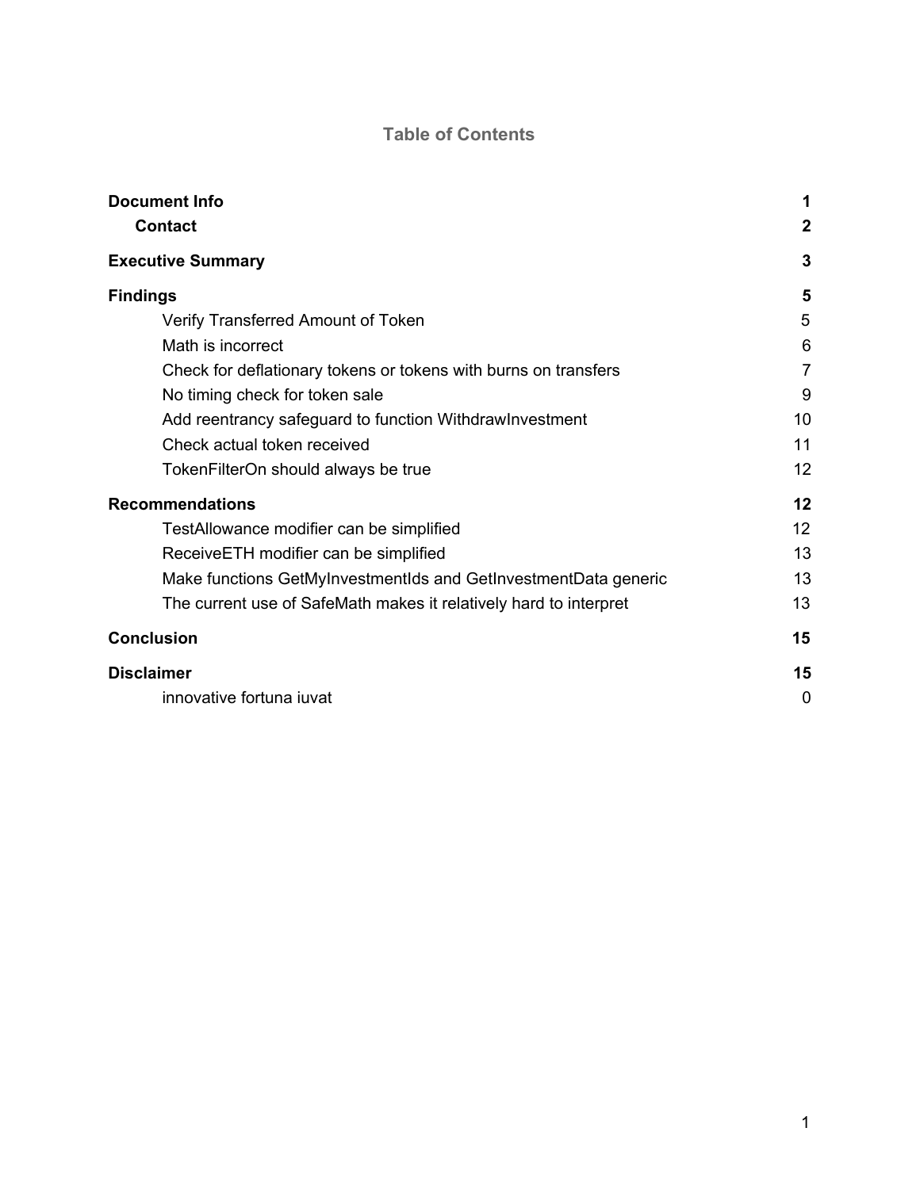# Table of Contents

| | |
|---|---|
| **Document Info** | **1** |
| **Contact** | **2** |
| **Executive Summary** | **3** |
| **Findings** | **5** |
| Verify Transferred Amount of Token | 5 |
| Math is incorrect | 6 |
| Check for deflationary tokens or tokens with burns on transfers | 7 |
| No timing check for token sale | 9 |
| Add reentrancy safeguard to function WithdrawInvestment | 10 |
| Check actual token received | 11 |
| TokenFilterOn should always be true | 12 |
| **Recommendations** | **12** |
| TestAllowance modifier can be simplified | 12 |
| ReceiveETH modifier can be simplified | 13 |
| Make functions GetMyInvestmentIds and GetInvestmentData generic | 13 |
| The current use of SafeMath makes it relatively hard to interpret | 13 |
| **Conclusion** | **15** |
| **Disclaimer** | **15** |
| innovative fortuna iuvat | 0 |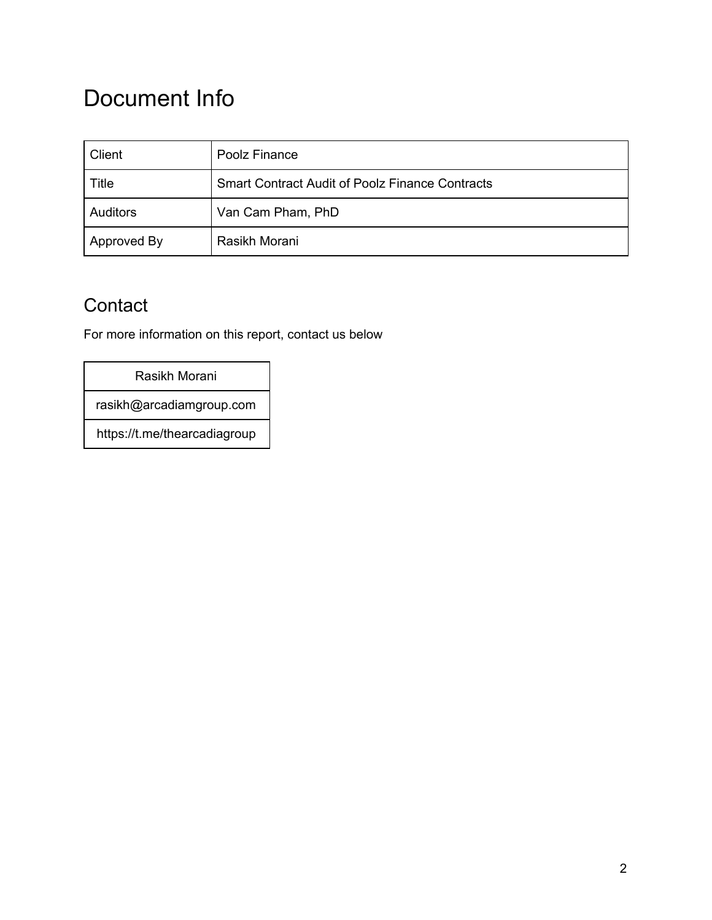# Document Info

| | |
|---|---|
| Client | Poolz Finance |
| Title | Smart Contract Audit of Poolz Finance Contracts |
| Auditors | Van Cam Pham, PhD |
| Approved By | Rasikh Morani |

## Contact

For more information on this report, contact us below

| Rasikh Morani |
|---|
| rasikh@arcadiamgroup.com |
| https://t.me/thearcadiagroup |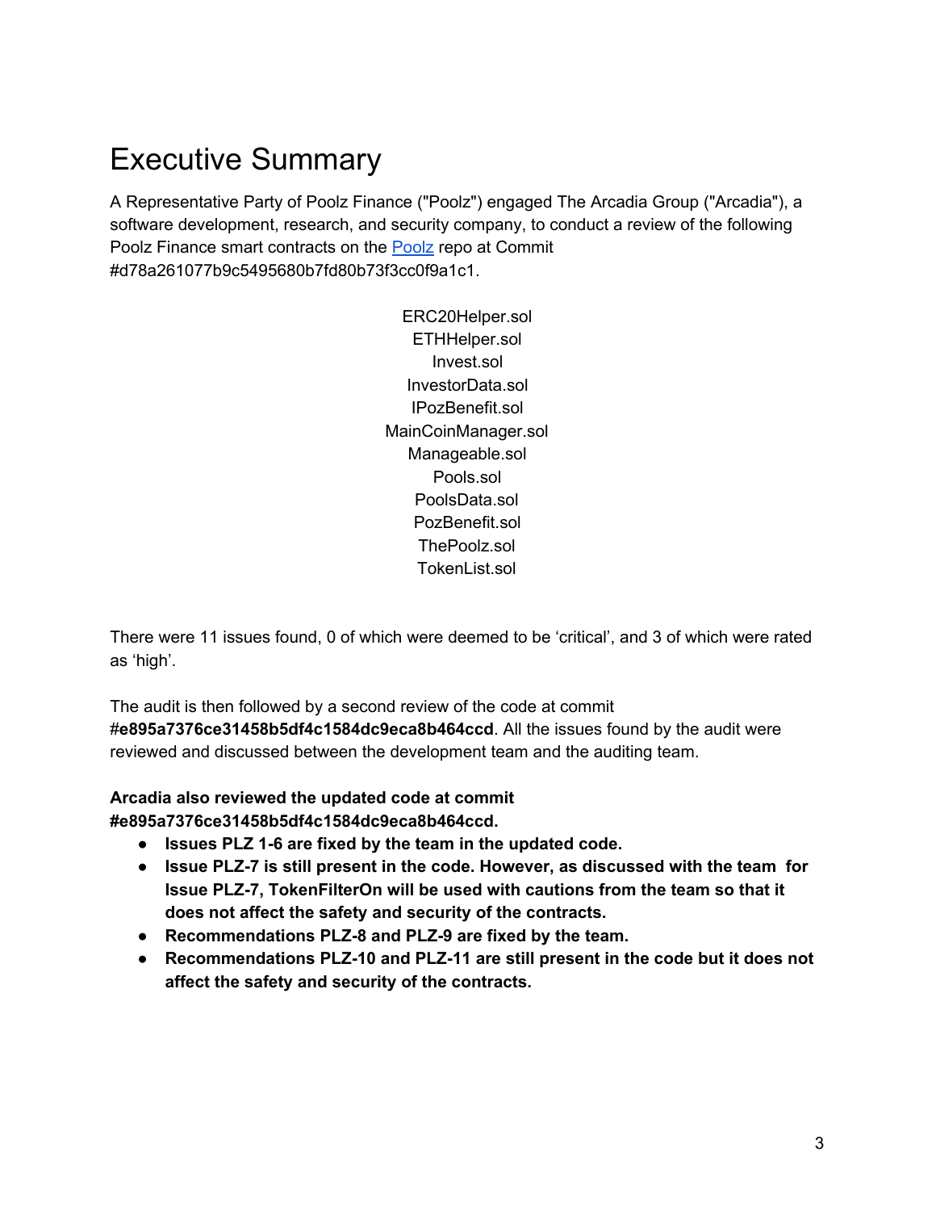# Executive Summary

A Representative Party of Poolz Finance ("Poolz") engaged The Arcadia Group ("Arcadia"), a software development, research, and security company, to conduct a review of the following Poolz Finance smart contracts on the Poolz repo at Commit #d78a261077b9c5495680b7fd80b73f3cc0f9a1c1.

ERC20Helper.sol
ETHHelper.sol
Invest.sol
InvestorData.sol
IPozBenefit.sol
MainCoinManager.sol
Manageable.sol
Pools.sol
PoolsData.sol
PozBenefit.sol
ThePoolz.sol
TokenList.sol

There were 11 issues found, 0 of which were deemed to be 'critical', and 3 of which were rated as 'high'.

The audit is then followed by a second review of the code at commit **#e895a7376ce31458b5df4c1584dc9eca8b464ccd**. All the issues found by the audit were reviewed and discussed between the development team and the auditing team.

**Arcadia also reviewed the updated code at commit #e895a7376ce31458b5df4c1584dc9eca8b464ccd.**

- **Issues PLZ 1-6 are fixed by the team in the updated code.**
- **Issue PLZ-7 is still present in the code. However, as discussed with the team for Issue PLZ-7, TokenFilterOn will be used with cautions from the team so that it does not affect the safety and security of the contracts.**
- **Recommendations PLZ-8 and PLZ-9 are fixed by the team.**
- **Recommendations PLZ-10 and PLZ-11 are still present in the code but it does not affect the safety and security of the contracts.**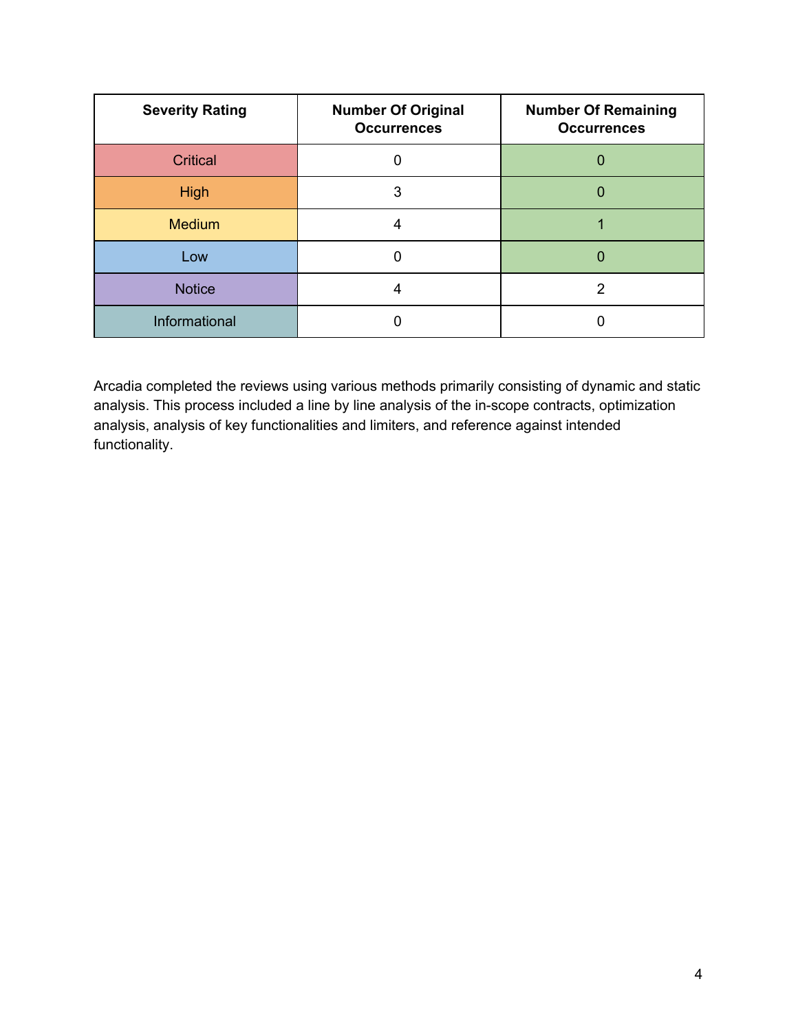| Severity Rating | Number Of Original Occurrences | Number Of Remaining Occurrences |
|---|---|---|
| Critical | 0 | 0 |
| High | 3 | 0 |
| Medium | 4 | 1 |
| Low | 0 | 0 |
| Notice | 4 | 2 |
| Informational | 0 | 0 |

Arcadia completed the reviews using various methods primarily consisting of dynamic and static analysis. This process included a line by line analysis of the in-scope contracts, optimization analysis, analysis of key functionalities and limiters, and reference against intended functionality.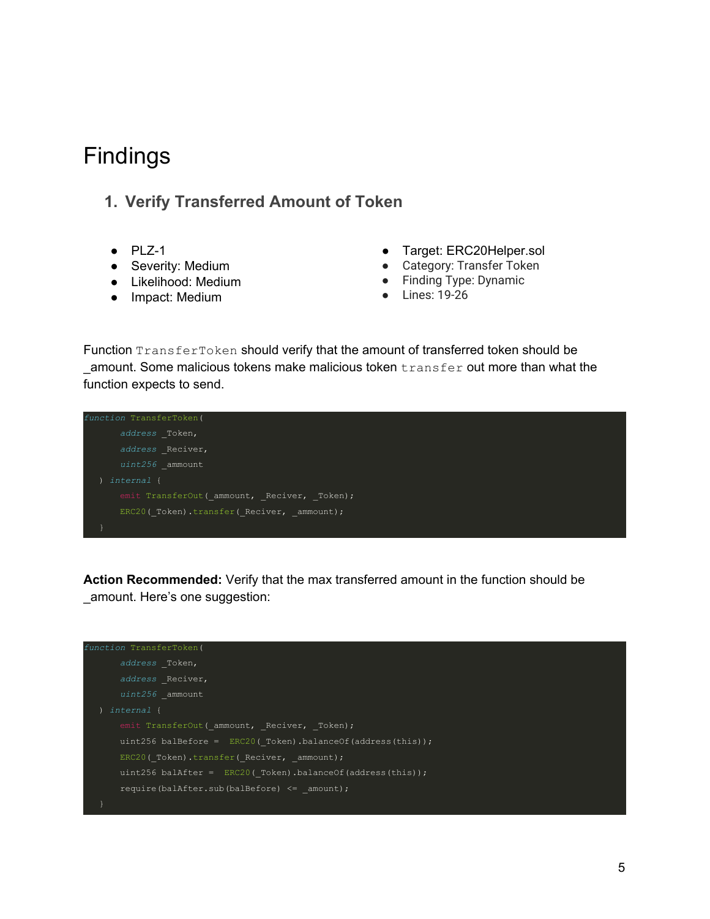# Findings

## 1. Verify Transferred Amount of Token

- PLZ-1
- Severity: Medium
- Likelihood: Medium
- Impact: Medium

- Target: ERC20Helper.sol
- Category: Transfer Token
- Finding Type: Dynamic
- Lines: 19-26

Function `TransferToken` should verify that the amount of transferred token should be _amount. Some malicious tokens make malicious token `transfer` out more than what the function expects to send.

```
function TransferToken(
      address _Token,
      address _Reciver,
      uint256 _ammount
   ) internal {
      emit TransferOut(_ammount, _Reciver, _Token);
      ERC20(_Token).transfer(_Reciver, _ammount);
   }
```

**Action Recommended:** Verify that the max transferred amount in the function should be _amount. Here's one suggestion:

```
function TransferToken(
      address _Token,
      address _Reciver,
      uint256 _ammount
   ) internal {
      emit TransferOut(_ammount, _Reciver, _Token);
      uint256 balBefore =  ERC20(_Token).balanceOf(address(this));
      ERC20(_Token).transfer(_Reciver, _ammount);
      uint256 balAfter =  ERC20(_Token).balanceOf(address(this));
      require(balAfter.sub(balBefore) <= _amount);
   }
```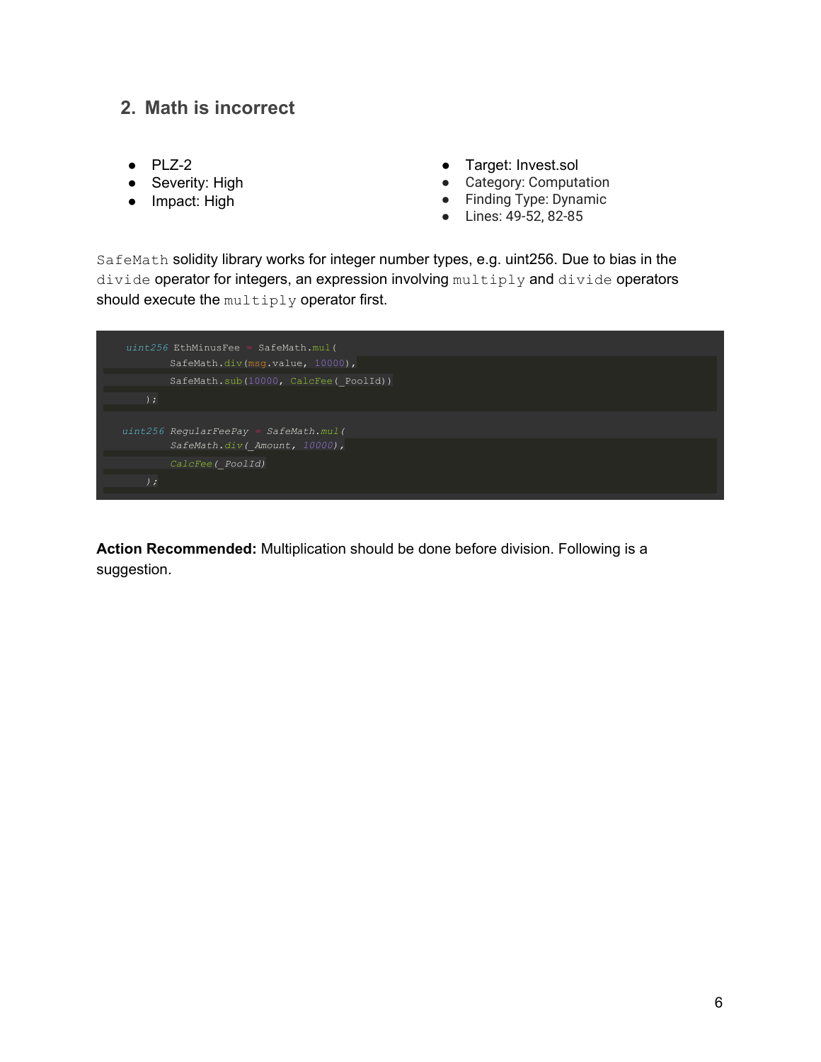## 2. Math is incorrect

- PLZ-2
- Severity: High
- Impact: High

- Target: Invest.sol
- Category: Computation
- Finding Type: Dynamic
- Lines: 49-52, 82-85

`SafeMath` solidity library works for integer number types, e.g. uint256. Due to bias in the `divide` operator for integers, an expression involving `multiply` and `divide` operators should execute the `multiply` operator first.

```
uint256 EthMinusFee = SafeMath.mul(
        SafeMath.div(msg.value, 10000),
        SafeMath.sub(10000, CalcFee(_PoolId))
    );

uint256 RegularFeePay = SafeMath.mul(
        SafeMath.div(_Amount, 10000),
        CalcFee(_PoolId)
    );
```

**Action Recommended:** Multiplication should be done before division. Following is a suggestion.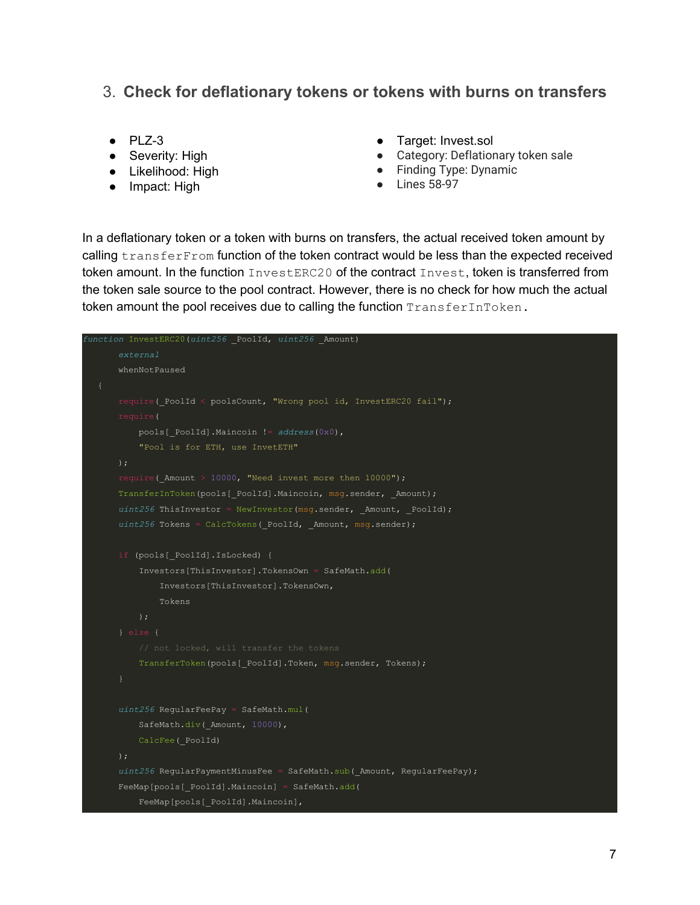### 3. Check for deflationary tokens or tokens with burns on transfers

- PLZ-3
- Severity: High
- Likelihood: High
- Impact: High

- Target: Invest.sol
- Category: Deflationary token sale
- Finding Type: Dynamic
- Lines 58-97

In a deflationary token or a token with burns on transfers, the actual received token amount by calling `transferFrom` function of the token contract would be less than the expected received token amount. In the function `InvestERC20` of the contract `Invest`, token is transferred from the token sale source to the pool contract. However, there is no check for how much the actual token amount the pool receives due to calling the function `TransferInToken`.

```
function InvestERC20(uint256 _PoolId, uint256 _Amount)
        external
        whenNotPaused
    {
        require(_PoolId < poolsCount, "Wrong pool id, InvestERC20 fail");
        require(
            pools[_PoolId].Maincoin != address(0x0),
            "Pool is for ETH, use InvetETH"
        );
        require(_Amount > 10000, "Need invest more then 10000");
        TransferInToken(pools[_PoolId].Maincoin, msg.sender, _Amount);
        uint256 ThisInvestor = NewInvestor(msg.sender, _Amount, _PoolId);
        uint256 Tokens = CalcTokens(_PoolId, _Amount, msg.sender);

        if (pools[_PoolId].IsLocked) {
            Investors[ThisInvestor].TokensOwn = SafeMath.add(
                Investors[ThisInvestor].TokensOwn,
                Tokens
            );
        } else {
            // not locked, will transfer the tokens
            TransferToken(pools[_PoolId].Token, msg.sender, Tokens);
        }

        uint256 RegularFeePay = SafeMath.mul(
            SafeMath.div(_Amount, 10000),
            CalcFee(_PoolId)
        );
        uint256 RegularPaymentMinusFee = SafeMath.sub(_Amount, RegularFeePay);
        FeeMap[pools[_PoolId].Maincoin] = SafeMath.add(
            FeeMap[pools[_PoolId].Maincoin],
```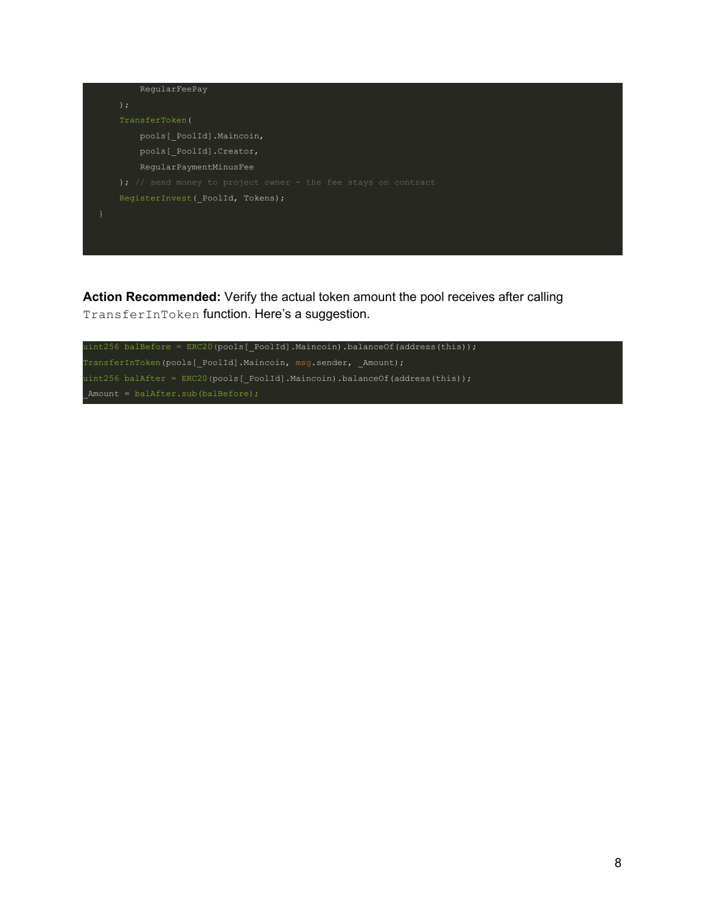```
            RegularFeePay
        );
        TransferToken(
            pools[_PoolId].Maincoin,
            pools[_PoolId].Creator,
            RegularPaymentMinusFee
        ); // send money to project owner - the fee stays on contract
        RegisterInvest(_PoolId, Tokens);
    }
```

**Action Recommended:** Verify the actual token amount the pool receives after calling `TransferInToken` function. Here's a suggestion.

```
uint256 balBefore = ERC20(pools[_PoolId].Maincoin).balanceOf(address(this));
TransferInToken(pools[_PoolId].Maincoin, msg.sender, _Amount);
uint256 balAfter = ERC20(pools[_PoolId].Maincoin).balanceOf(address(this));
_Amount = balAfter.sub(balBefore);
```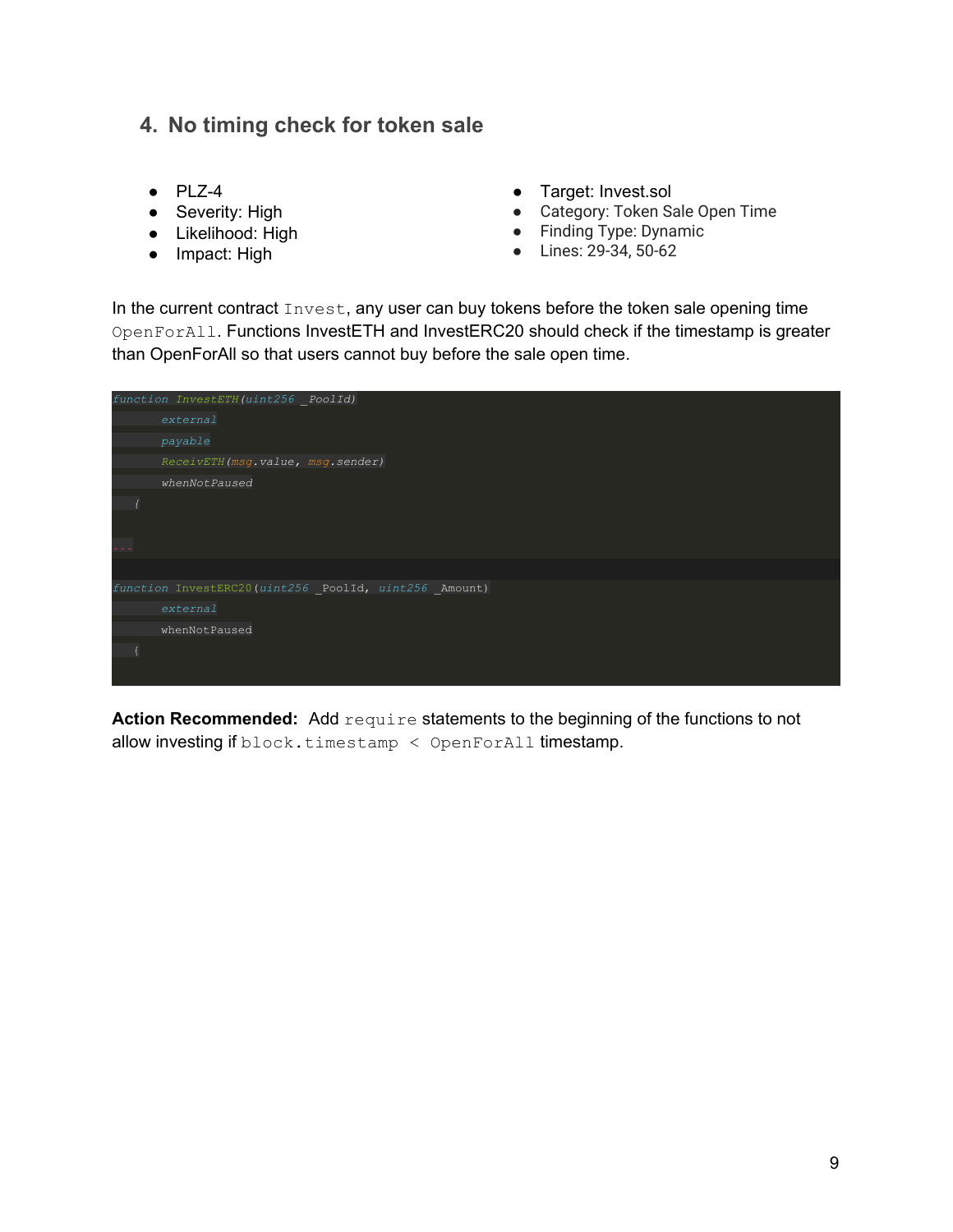## 4. No timing check for token sale

- PLZ-4
- Severity: High
- Likelihood: High
- Impact: High
- Target: Invest.sol
- Category: Token Sale Open Time
- Finding Type: Dynamic
- Lines: 29-34, 50-62

In the current contract `Invest`, any user can buy tokens before the token sale opening time `OpenForAll`. Functions InvestETH and InvestERC20 should check if the timestamp is greater than OpenForAll so that users cannot buy before the sale open time.

```
function InvestETH(uint256 _PoolId)
        external
        payable
        ReceivETH(msg.value, msg.sender)
        whenNotPaused
    {

...

function InvestERC20(uint256 _PoolId, uint256 _Amount)
        external
        whenNotPaused
    {
```

**Action Recommended:** Add `require` statements to the beginning of the functions to not allow investing if `block.timestamp < OpenForAll` timestamp.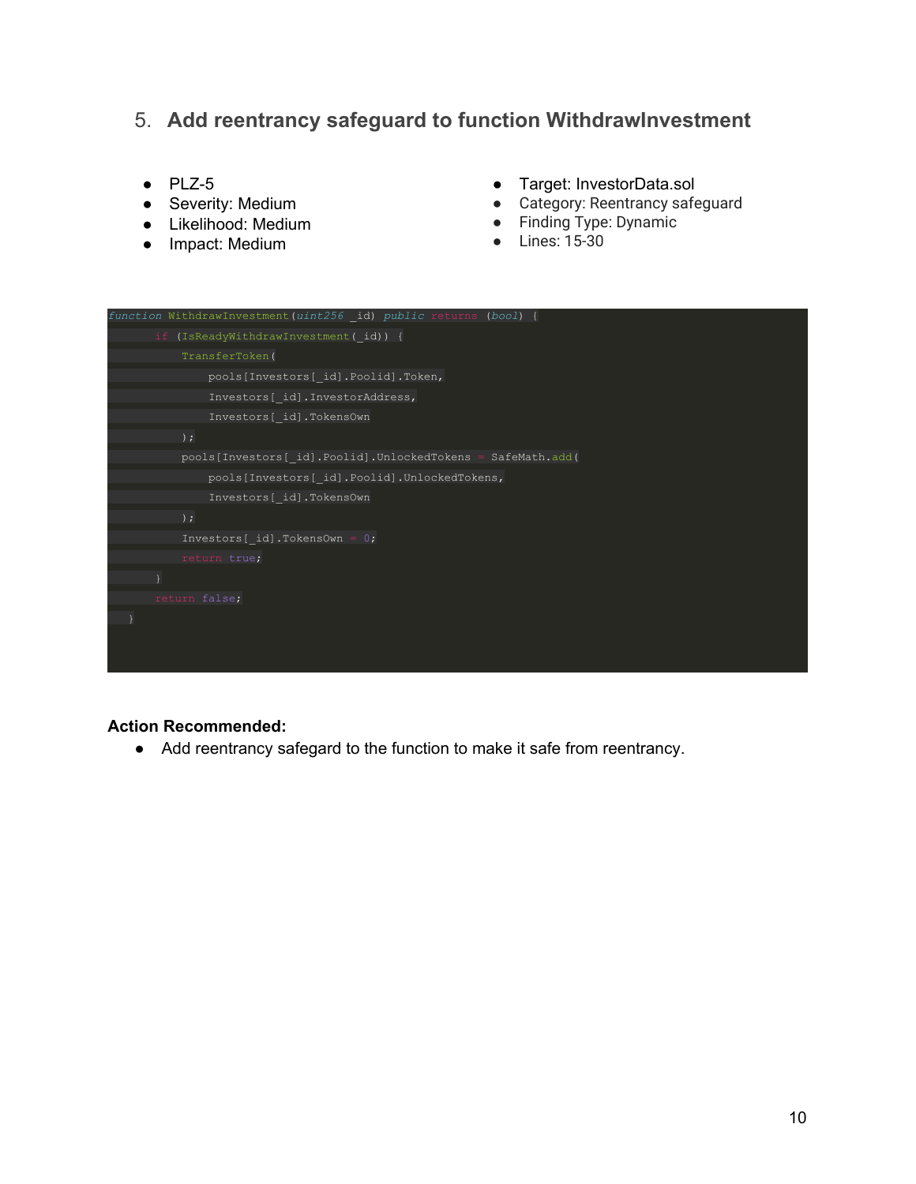## 5. Add reentrancy safeguard to function WithdrawInvestment

- PLZ-5
- Severity: Medium
- Likelihood: Medium
- Impact: Medium

- Target: InvestorData.sol
- Category: Reentrancy safeguard
- Finding Type: Dynamic
- Lines: 15-30

```
function WithdrawInvestment(uint256 _id) public returns (bool) {
        if (IsReadyWithdrawInvestment(_id)) {
            TransferToken(
                pools[Investors[_id].Poolid].Token,
                Investors[_id].InvestorAddress,
                Investors[_id].TokensOwn
            );
            pools[Investors[_id].Poolid].UnlockedTokens = SafeMath.add(
                pools[Investors[_id].Poolid].UnlockedTokens,
                Investors[_id].TokensOwn
            );
            Investors[_id].TokensOwn = 0;
            return true;
        }
        return false;
    }
```

**Action Recommended:**

- Add reentrancy safegard to the function to make it safe from reentrancy.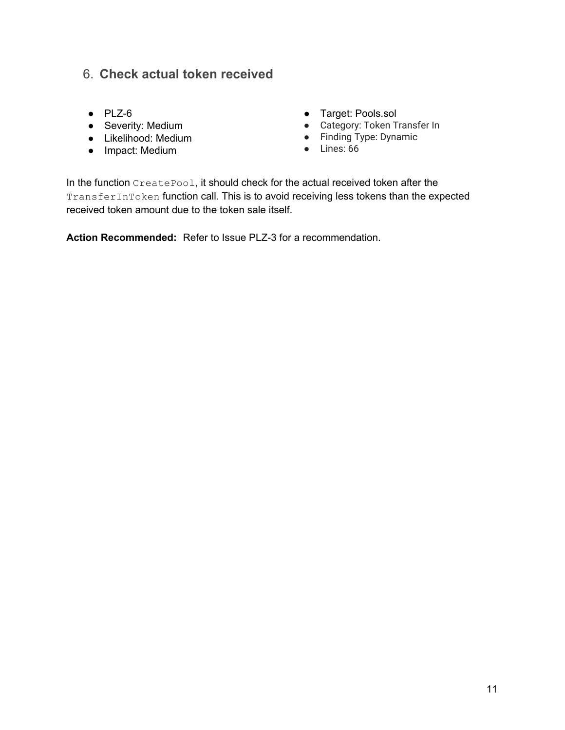## 6. **Check actual token received**

- PLZ-6
- Severity: Medium
- Likelihood: Medium
- Impact: Medium

- Target: Pools.sol
- Category: Token Transfer In
- Finding Type: Dynamic
- Lines: 66

In the function `CreatePool`, it should check for the actual received token after the `TransferInToken` function call. This is to avoid receiving less tokens than the expected received token amount due to the token sale itself.

**Action Recommended:** Refer to Issue PLZ-3 for a recommendation.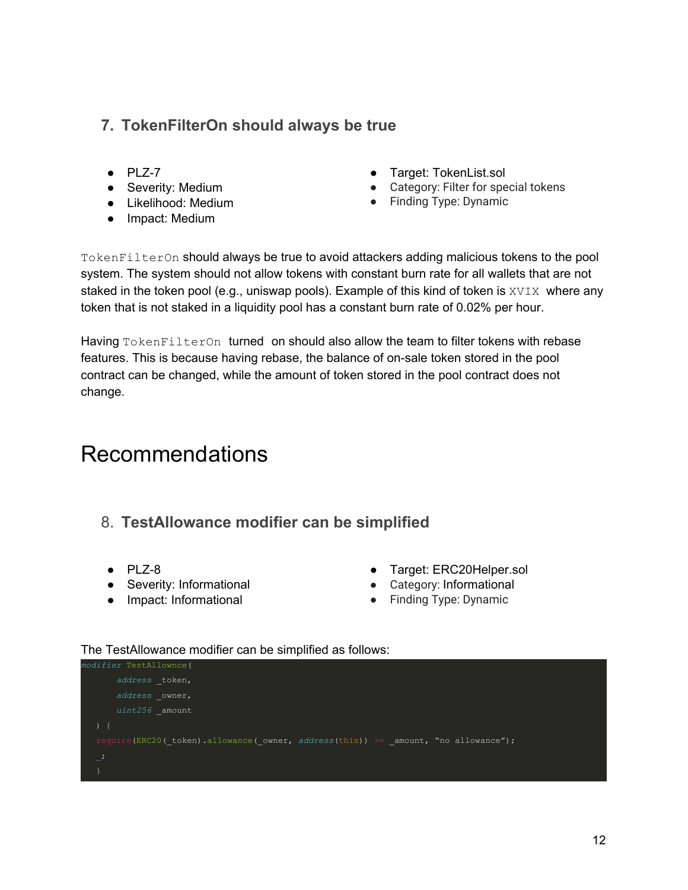### 7. TokenFilterOn should always be true

- PLZ-7
- Severity: Medium
- Likelihood: Medium
- Impact: Medium
- Target: TokenList.sol
- Category: Filter for special tokens
- Finding Type: Dynamic

`TokenFilterOn` should always be true to avoid attackers adding malicious tokens to the pool system. The system should not allow tokens with constant burn rate for all wallets that are not staked in the token pool (e.g., uniswap pools). Example of this kind of token is `XVIX` where any token that is not staked in a liquidity pool has a constant burn rate of 0.02% per hour.

Having `TokenFilterOn` turned on should also allow the team to filter tokens with rebase features. This is because having rebase, the balance of on-sale token stored in the pool contract can be changed, while the amount of token stored in the pool contract does not change.

# Recommendations

### 8. TestAllowance modifier can be simplified

- PLZ-8
- Severity: Informational
- Impact: Informational
- Target: ERC20Helper.sol
- Category: Informational
- Finding Type: Dynamic

The TestAllowance modifier can be simplified as follows:

```
modifier TestAllownce(
      address _token,
      address _owner,
      uint256 _amount
  ) {
  require(ERC20(_token).allowance(_owner, address(this)) >= _amount, “no allowance”);
  _;
  }
```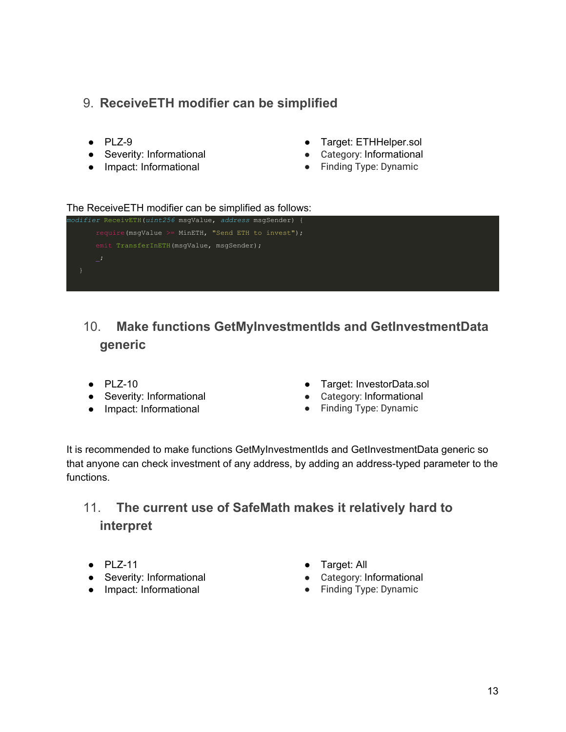## 9. ReceiveETH modifier can be simplified

- PLZ-9
- Severity: Informational
- Impact: Informational
- Target: ETHHelper.sol
- Category: Informational
- Finding Type: Dynamic

The ReceiveETH modifier can be simplified as follows:

```
modifier ReceivETH(uint256 msgValue, address msgSender) {
      require(msgValue >= MinETH, "Send ETH to invest");
      emit TransferInETH(msgValue, msgSender);
      _;
  }
```

## 10. Make functions GetMyInvestmentIds and GetInvestmentData generic

- PLZ-10
- Severity: Informational
- Impact: Informational
- Target: InvestorData.sol
- Category: Informational
- Finding Type: Dynamic

It is recommended to make functions GetMyInvestmentIds and GetInvestmentData generic so that anyone can check investment of any address, by adding an address-typed parameter to the functions.

## 11. The current use of SafeMath makes it relatively hard to interpret

- PLZ-11
- Severity: Informational
- Impact: Informational
- Target: All
- Category: Informational
- Finding Type: Dynamic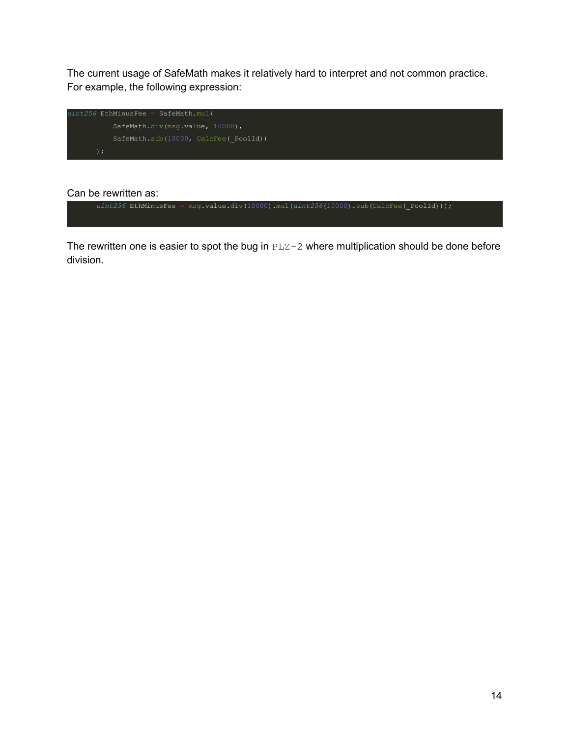The current usage of SafeMath makes it relatively hard to interpret and not common practice. For example, the following expression:

```
uint256 EthMinusFee = SafeMath.mul(
          SafeMath.div(msg.value, 10000),
          SafeMath.sub(10000, CalcFee(_PoolId))
      );
```

Can be rewritten as:

```
      uint256 EthMinusFee = msg.value.div(10000).mul(uint256(10000).sub(CalcFee(_PoolId)));
```

The rewritten one is easier to spot the bug in `PLZ-2` where multiplication should be done before division.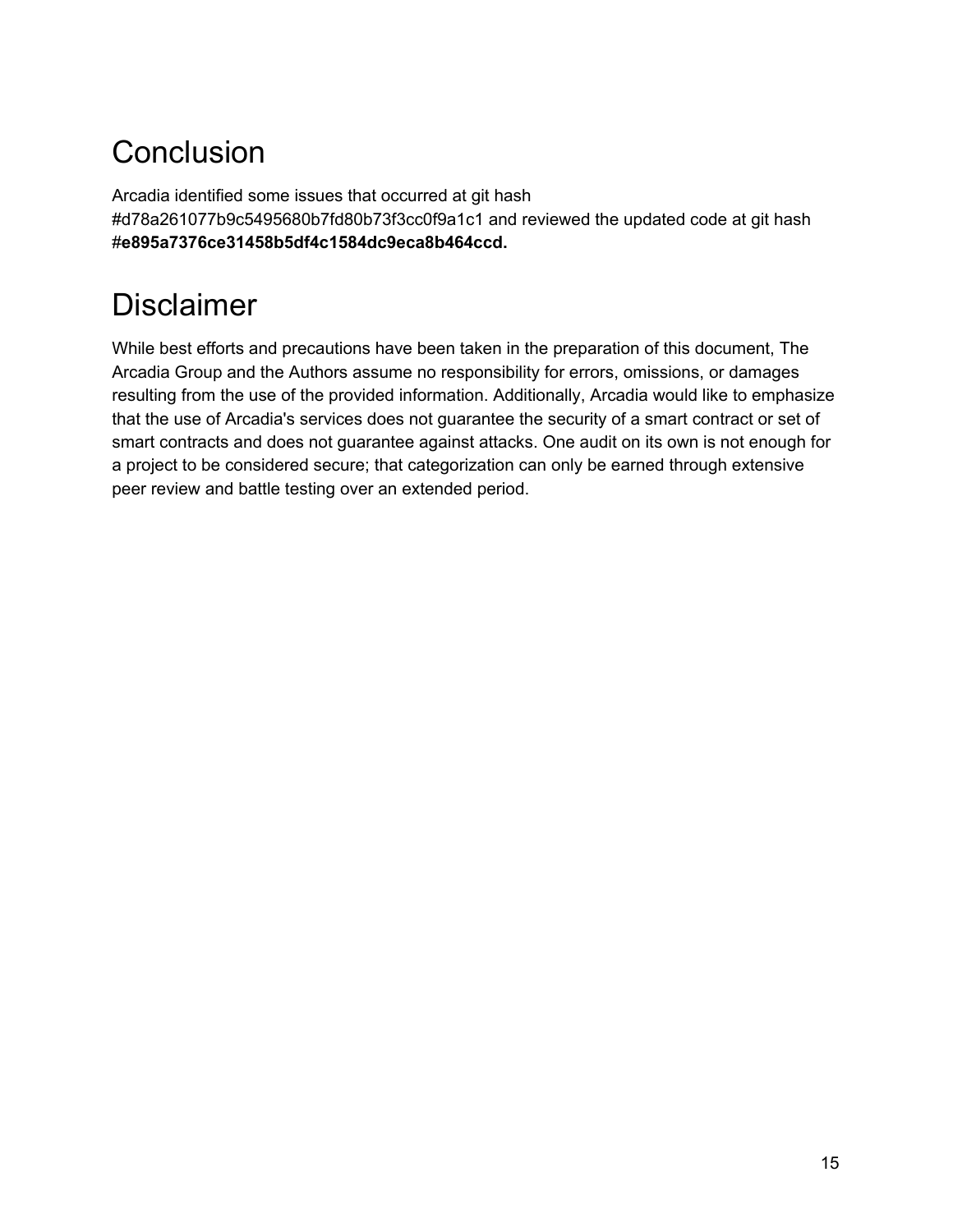# Conclusion

Arcadia identified some issues that occurred at git hash #d78a261077b9c5495680b7fd80b73f3cc0f9a1c1 and reviewed the updated code at git hash #**e895a7376ce31458b5df4c1584dc9eca8b464ccd.**

# Disclaimer

While best efforts and precautions have been taken in the preparation of this document, The Arcadia Group and the Authors assume no responsibility for errors, omissions, or damages resulting from the use of the provided information. Additionally, Arcadia would like to emphasize that the use of Arcadia's services does not guarantee the security of a smart contract or set of smart contracts and does not guarantee against attacks. One audit on its own is not enough for a project to be considered secure; that categorization can only be earned through extensive peer review and battle testing over an extended period.